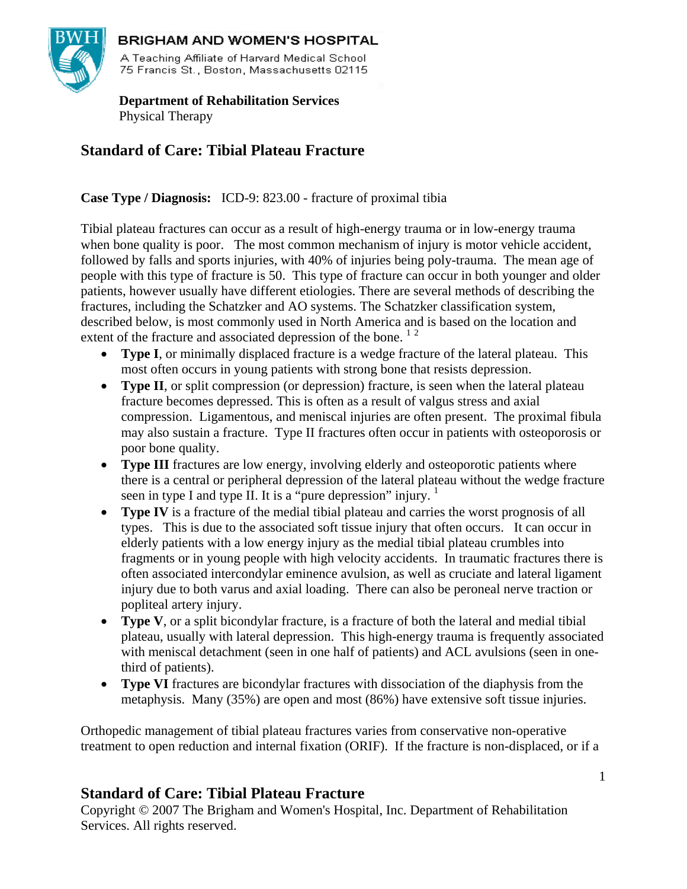**BRIGHAM AND WOMEN'S HOSPITAL**
A Teaching Affiliate of Harvard Medical School
75 Francis St., Boston, Massachusetts 02115

**Department of Rehabilitation Services**
Physical Therapy

## Standard of Care: Tibial Plateau Fracture

**Case Type / Diagnosis:** ICD-9: 823.00 - fracture of proximal tibia

Tibial plateau fractures can occur as a result of high-energy trauma or in low-energy trauma when bone quality is poor. The most common mechanism of injury is motor vehicle accident, followed by falls and sports injuries, with 40% of injuries being poly-trauma. The mean age of people with this type of fracture is 50. This type of fracture can occur in both younger and older patients, however usually have different etiologies. There are several methods of describing the fractures, including the Schatzker and AO systems. The Schatzker classification system, described below, is most commonly used in North America and is based on the location and extent of the fracture and associated depression of the bone. [1 2]

- **Type I**, or minimally displaced fracture is a wedge fracture of the lateral plateau. This most often occurs in young patients with strong bone that resists depression.
- **Type II**, or split compression (or depression) fracture, is seen when the lateral plateau fracture becomes depressed. This is often as a result of valgus stress and axial compression. Ligamentous, and meniscal injuries are often present. The proximal fibula may also sustain a fracture. Type II fractures often occur in patients with osteoporosis or poor bone quality.
- **Type III** fractures are low energy, involving elderly and osteoporotic patients where there is a central or peripheral depression of the lateral plateau without the wedge fracture seen in type I and type II. It is a "pure depression" injury. [1]
- **Type IV** is a fracture of the medial tibial plateau and carries the worst prognosis of all types. This is due to the associated soft tissue injury that often occurs. It can occur in elderly patients with a low energy injury as the medial tibial plateau crumbles into fragments or in young people with high velocity accidents. In traumatic fractures there is often associated intercondylar eminence avulsion, as well as cruciate and lateral ligament injury due to both varus and axial loading. There can also be peroneal nerve traction or popliteal artery injury.
- **Type V**, or a split bicondylar fracture, is a fracture of both the lateral and medial tibial plateau, usually with lateral depression. This high-energy trauma is frequently associated with meniscal detachment (seen in one half of patients) and ACL avulsions (seen in one-third of patients).
- **Type VI** fractures are bicondylar fractures with dissociation of the diaphysis from the metaphysis. Many (35%) are open and most (86%) have extensive soft tissue injuries.

Orthopedic management of tibial plateau fractures varies from conservative non-operative treatment to open reduction and internal fixation (ORIF). If the fracture is non-displaced, or if a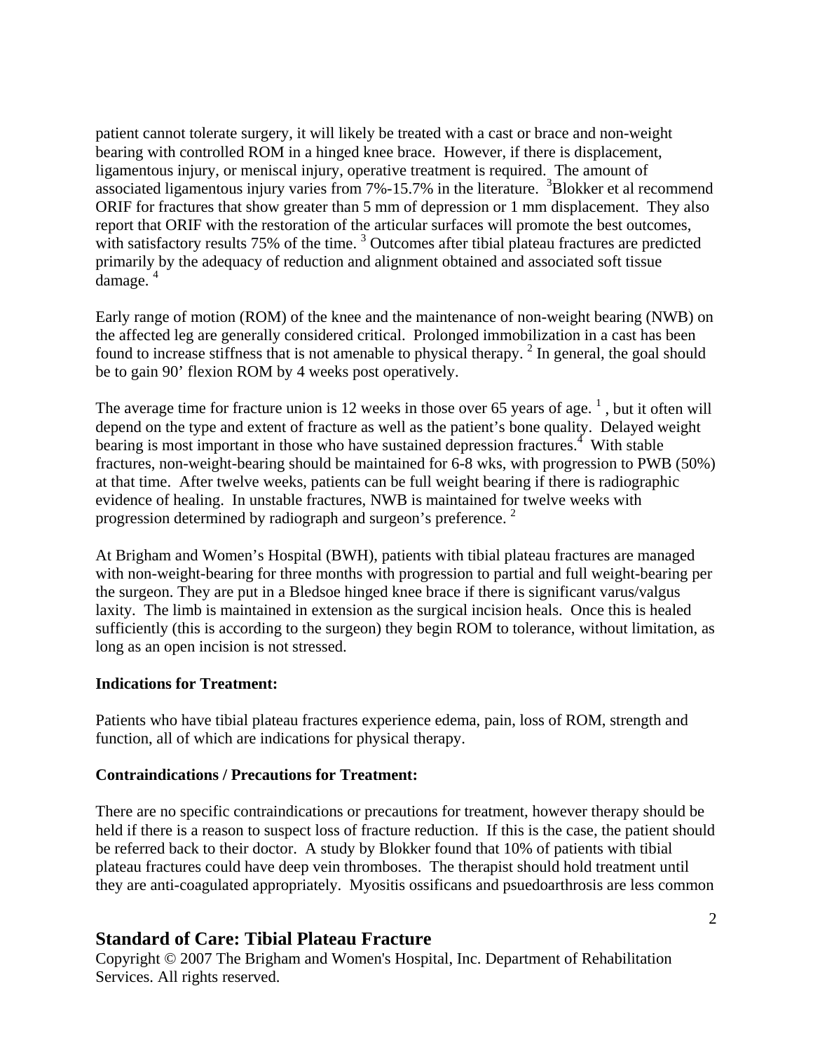patient cannot tolerate surgery, it will likely be treated with a cast or brace and non-weight bearing with controlled ROM in a hinged knee brace. However, if there is displacement, ligamentous injury, or meniscal injury, operative treatment is required. The amount of associated ligamentous injury varies from 7%-15.7% in the literature. [3]Blokker et al recommend ORIF for fractures that show greater than 5 mm of depression or 1 mm displacement. They also report that ORIF with the restoration of the articular surfaces will promote the best outcomes, with satisfactory results 75% of the time. [3] Outcomes after tibial plateau fractures are predicted primarily by the adequacy of reduction and alignment obtained and associated soft tissue damage. [4]

Early range of motion (ROM) of the knee and the maintenance of non-weight bearing (NWB) on the affected leg are generally considered critical. Prolonged immobilization in a cast has been found to increase stiffness that is not amenable to physical therapy. [2] In general, the goal should be to gain 90' flexion ROM by 4 weeks post operatively.

The average time for fracture union is 12 weeks in those over 65 years of age. [1] , but it often will depend on the type and extent of fracture as well as the patient's bone quality. Delayed weight bearing is most important in those who have sustained depression fractures.[4] With stable fractures, non-weight-bearing should be maintained for 6-8 wks, with progression to PWB (50%) at that time. After twelve weeks, patients can be full weight bearing if there is radiographic evidence of healing. In unstable fractures, NWB is maintained for twelve weeks with progression determined by radiograph and surgeon's preference. [2]

At Brigham and Women's Hospital (BWH), patients with tibial plateau fractures are managed with non-weight-bearing for three months with progression to partial and full weight-bearing per the surgeon. They are put in a Bledsoe hinged knee brace if there is significant varus/valgus laxity. The limb is maintained in extension as the surgical incision heals. Once this is healed sufficiently (this is according to the surgeon) they begin ROM to tolerance, without limitation, as long as an open incision is not stressed.

**Indications for Treatment:**

Patients who have tibial plateau fractures experience edema, pain, loss of ROM, strength and function, all of which are indications for physical therapy.

**Contraindications / Precautions for Treatment:**

There are no specific contraindications or precautions for treatment, however therapy should be held if there is a reason to suspect loss of fracture reduction. If this is the case, the patient should be referred back to their doctor. A study by Blokker found that 10% of patients with tibial plateau fractures could have deep vein thromboses. The therapist should hold treatment until they are anti-coagulated appropriately. Myositis ossificans and psuedoarthrosis are less common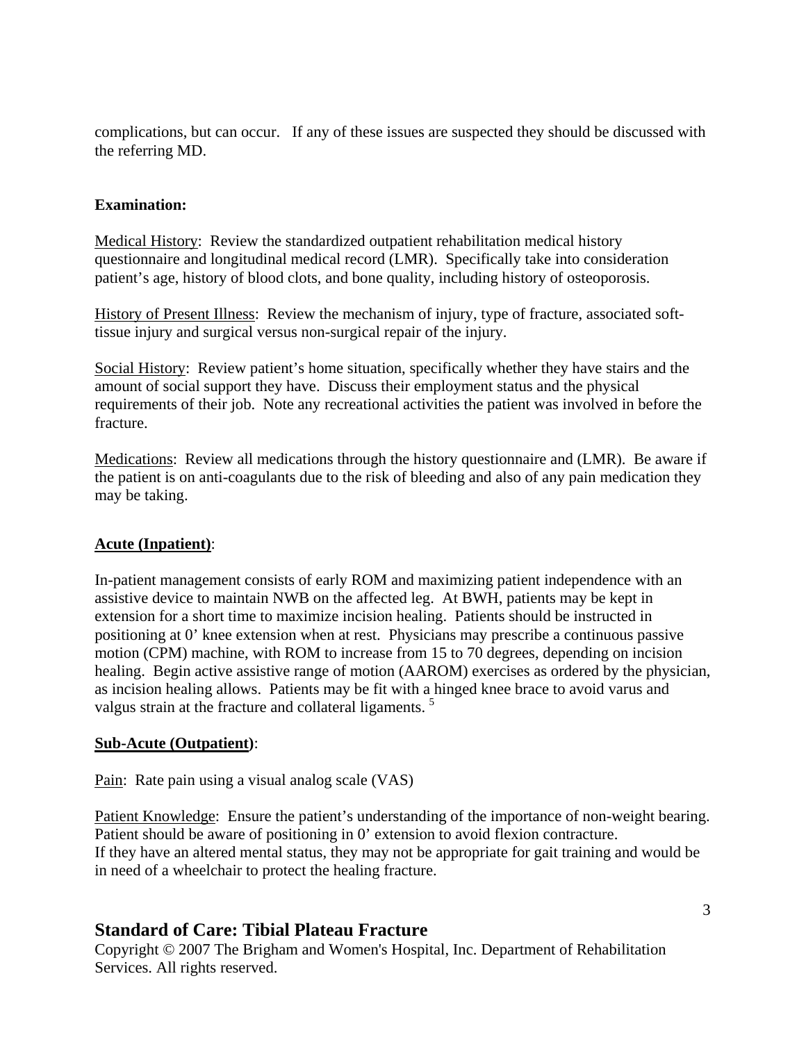complications, but can occur. If any of these issues are suspected they should be discussed with the referring MD.

**Examination:**

Medical History: Review the standardized outpatient rehabilitation medical history questionnaire and longitudinal medical record (LMR). Specifically take into consideration patient's age, history of blood clots, and bone quality, including history of osteoporosis.

History of Present Illness: Review the mechanism of injury, type of fracture, associated soft-tissue injury and surgical versus non-surgical repair of the injury.

Social History: Review patient's home situation, specifically whether they have stairs and the amount of social support they have. Discuss their employment status and the physical requirements of their job. Note any recreational activities the patient was involved in before the fracture.

Medications: Review all medications through the history questionnaire and (LMR). Be aware if the patient is on anti-coagulants due to the risk of bleeding and also of any pain medication they may be taking.

**Acute (Inpatient)**:

In-patient management consists of early ROM and maximizing patient independence with an assistive device to maintain NWB on the affected leg. At BWH, patients may be kept in extension for a short time to maximize incision healing. Patients should be instructed in positioning at 0' knee extension when at rest. Physicians may prescribe a continuous passive motion (CPM) machine, with ROM to increase from 15 to 70 degrees, depending on incision healing. Begin active assistive range of motion (AAROM) exercises as ordered by the physician, as incision healing allows. Patients may be fit with a hinged knee brace to avoid varus and valgus strain at the fracture and collateral ligaments. [5]

**Sub-Acute (Outpatient)**:

Pain: Rate pain using a visual analog scale (VAS)

Patient Knowledge: Ensure the patient's understanding of the importance of non-weight bearing. Patient should be aware of positioning in 0' extension to avoid flexion contracture.
If they have an altered mental status, they may not be appropriate for gait training and would be in need of a wheelchair to protect the healing fracture.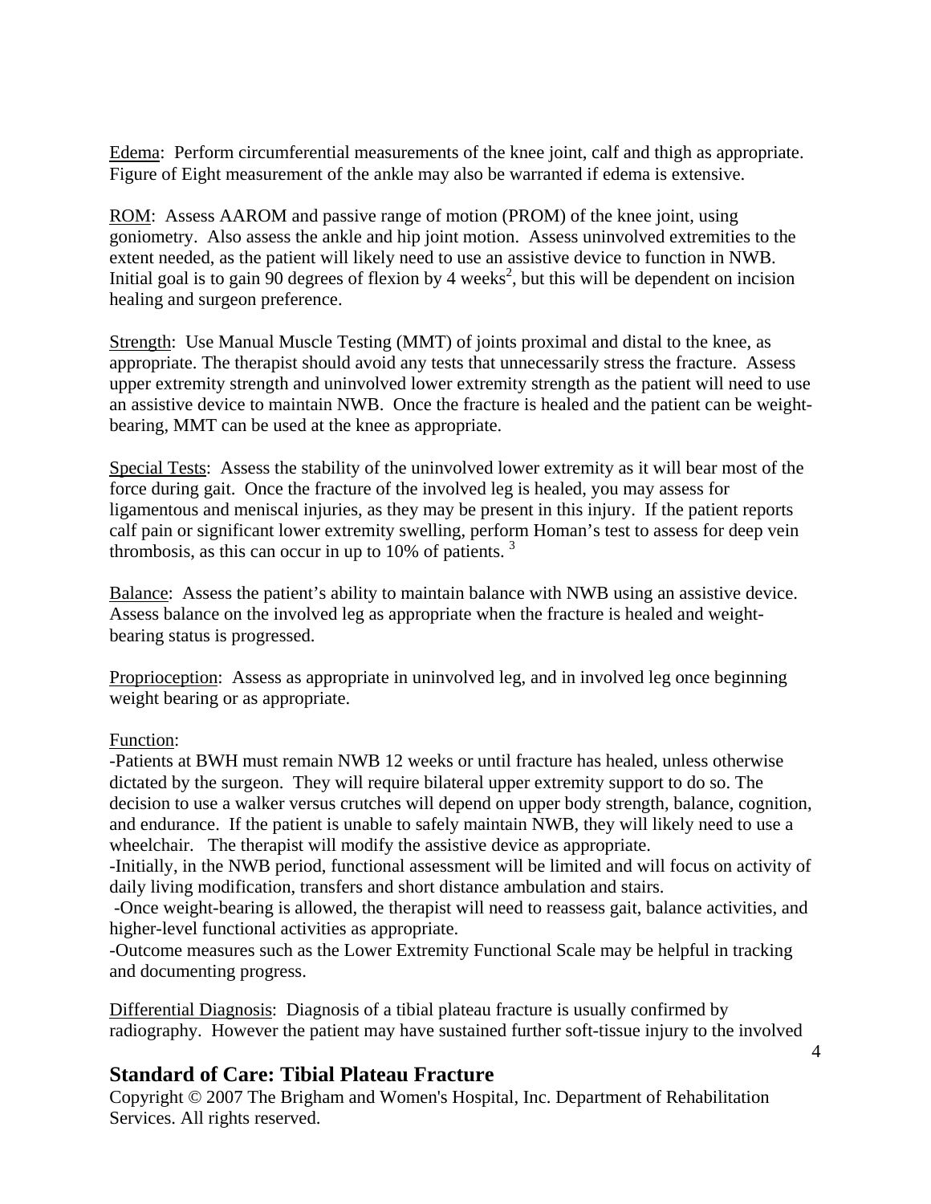Edema: Perform circumferential measurements of the knee joint, calf and thigh as appropriate. Figure of Eight measurement of the ankle may also be warranted if edema is extensive.

ROM: Assess AAROM and passive range of motion (PROM) of the knee joint, using goniometry. Also assess the ankle and hip joint motion. Assess uninvolved extremities to the extent needed, as the patient will likely need to use an assistive device to function in NWB. Initial goal is to gain 90 degrees of flexion by 4 weeks[2], but this will be dependent on incision healing and surgeon preference.

Strength: Use Manual Muscle Testing (MMT) of joints proximal and distal to the knee, as appropriate. The therapist should avoid any tests that unnecessarily stress the fracture. Assess upper extremity strength and uninvolved lower extremity strength as the patient will need to use an assistive device to maintain NWB. Once the fracture is healed and the patient can be weight-bearing, MMT can be used at the knee as appropriate.

Special Tests: Assess the stability of the uninvolved lower extremity as it will bear most of the force during gait. Once the fracture of the involved leg is healed, you may assess for ligamentous and meniscal injuries, as they may be present in this injury. If the patient reports calf pain or significant lower extremity swelling, perform Homan's test to assess for deep vein thrombosis, as this can occur in up to 10% of patients. [3]

Balance: Assess the patient's ability to maintain balance with NWB using an assistive device. Assess balance on the involved leg as appropriate when the fracture is healed and weight-bearing status is progressed.

Proprioception: Assess as appropriate in uninvolved leg, and in involved leg once beginning weight bearing or as appropriate.

Function:

- Patients at BWH must remain NWB 12 weeks or until fracture has healed, unless otherwise dictated by the surgeon. They will require bilateral upper extremity support to do so. The decision to use a walker versus crutches will depend on upper body strength, balance, cognition, and endurance. If the patient is unable to safely maintain NWB, they will likely need to use a wheelchair. The therapist will modify the assistive device as appropriate.
- Initially, in the NWB period, functional assessment will be limited and will focus on activity of daily living modification, transfers and short distance ambulation and stairs.
- Once weight-bearing is allowed, the therapist will need to reassess gait, balance activities, and higher-level functional activities as appropriate.
- Outcome measures such as the Lower Extremity Functional Scale may be helpful in tracking and documenting progress.

Differential Diagnosis: Diagnosis of a tibial plateau fracture is usually confirmed by radiography. However the patient may have sustained further soft-tissue injury to the involved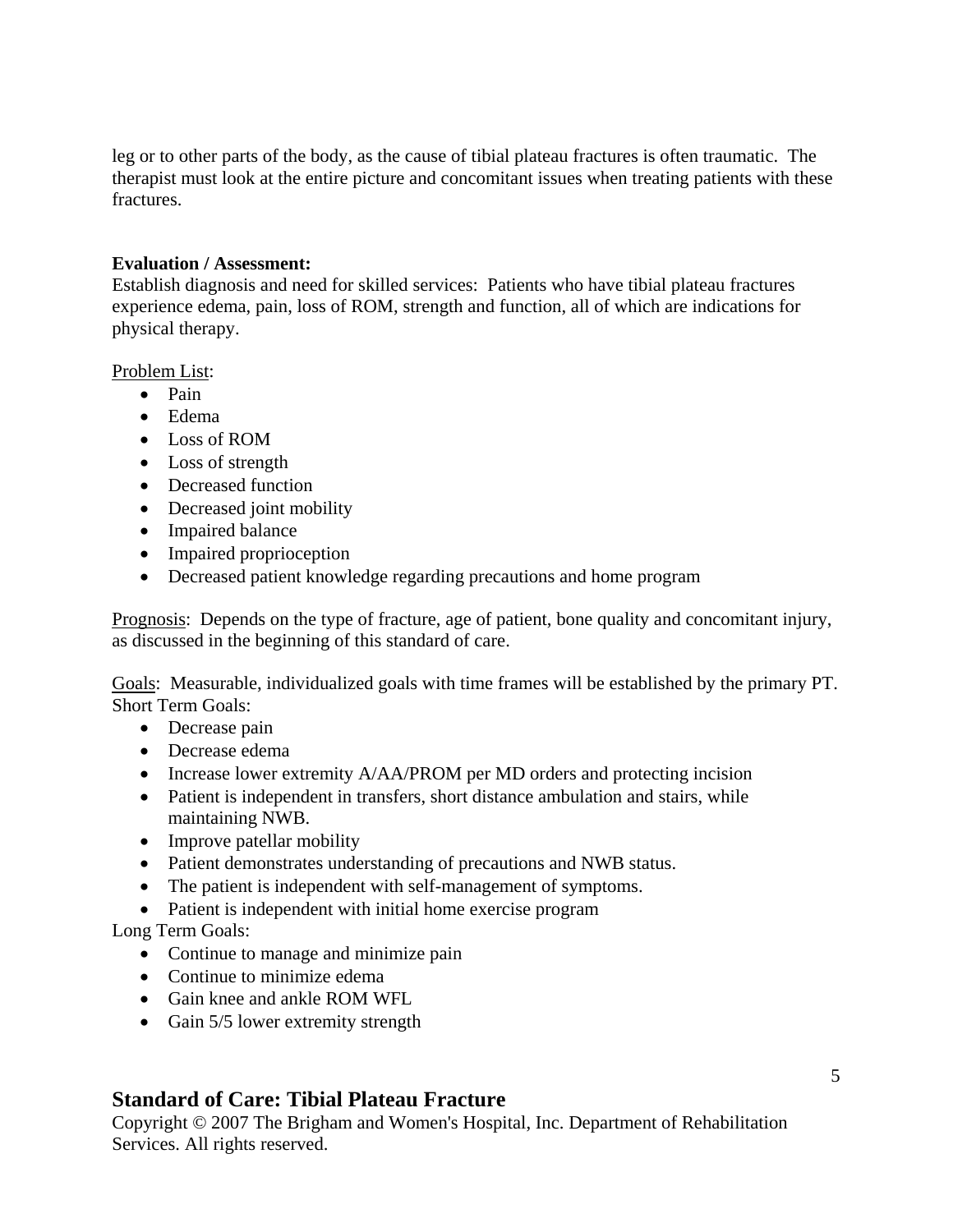leg or to other parts of the body, as the cause of tibial plateau fractures is often traumatic. The therapist must look at the entire picture and concomitant issues when treating patients with these fractures.

**Evaluation / Assessment:**
Establish diagnosis and need for skilled services: Patients who have tibial plateau fractures experience edema, pain, loss of ROM, strength and function, all of which are indications for physical therapy.

Problem List:

- Pain
- Edema
- Loss of ROM
- Loss of strength
- Decreased function
- Decreased joint mobility
- Impaired balance
- Impaired proprioception
- Decreased patient knowledge regarding precautions and home program

Prognosis: Depends on the type of fracture, age of patient, bone quality and concomitant injury, as discussed in the beginning of this standard of care.

Goals: Measurable, individualized goals with time frames will be established by the primary PT.
Short Term Goals:

- Decrease pain
- Decrease edema
- Increase lower extremity A/AA/PROM per MD orders and protecting incision
- Patient is independent in transfers, short distance ambulation and stairs, while maintaining NWB.
- Improve patellar mobility
- Patient demonstrates understanding of precautions and NWB status.
- The patient is independent with self-management of symptoms.
- Patient is independent with initial home exercise program

Long Term Goals:

- Continue to manage and minimize pain
- Continue to minimize edema
- Gain knee and ankle ROM WFL
- Gain 5/5 lower extremity strength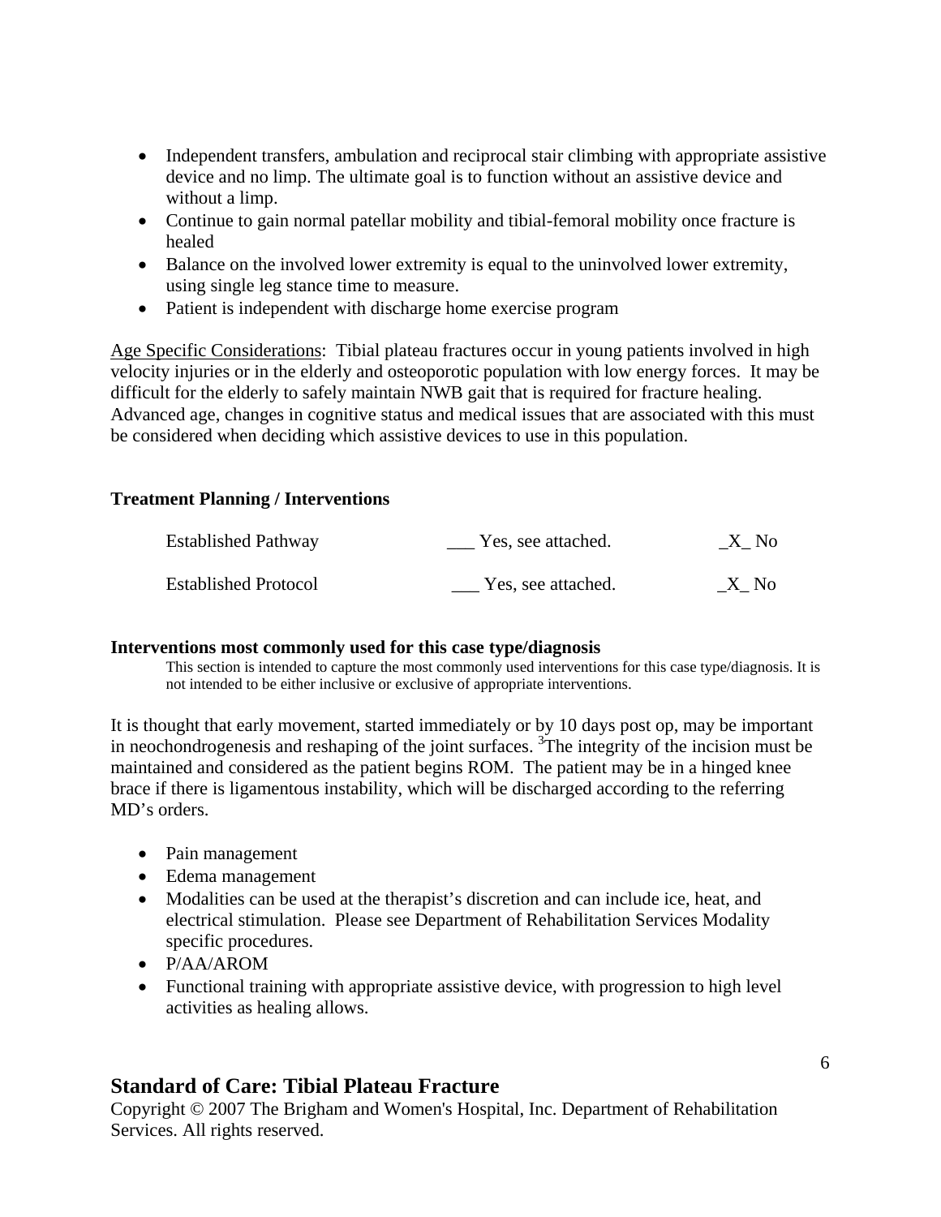- Independent transfers, ambulation and reciprocal stair climbing with appropriate assistive device and no limp. The ultimate goal is to function without an assistive device and without a limp.
- Continue to gain normal patellar mobility and tibial-femoral mobility once fracture is healed
- Balance on the involved lower extremity is equal to the uninvolved lower extremity, using single leg stance time to measure.
- Patient is independent with discharge home exercise program

Age Specific Considerations: Tibial plateau fractures occur in young patients involved in high velocity injuries or in the elderly and osteoporotic population with low energy forces. It may be difficult for the elderly to safely maintain NWB gait that is required for fracture healing. Advanced age, changes in cognitive status and medical issues that are associated with this must be considered when deciding which assistive devices to use in this population.

**Treatment Planning / Interventions**

| | | |
|---|---|---|
| Established Pathway | ___ Yes, see attached. | _X_ No |
| Established Protocol | ___ Yes, see attached. | _X_ No |

**Interventions most commonly used for this case type/diagnosis**

This section is intended to capture the most commonly used interventions for this case type/diagnosis. It is not intended to be either inclusive or exclusive of appropriate interventions.

It is thought that early movement, started immediately or by 10 days post op, may be important in neochondrogenesis and reshaping of the joint surfaces. [3]The integrity of the incision must be maintained and considered as the patient begins ROM. The patient may be in a hinged knee brace if there is ligamentous instability, which will be discharged according to the referring MD's orders.

- Pain management
- Edema management
- Modalities can be used at the therapist's discretion and can include ice, heat, and electrical stimulation. Please see Department of Rehabilitation Services Modality specific procedures.
- P/AA/AROM
- Functional training with appropriate assistive device, with progression to high level activities as healing allows.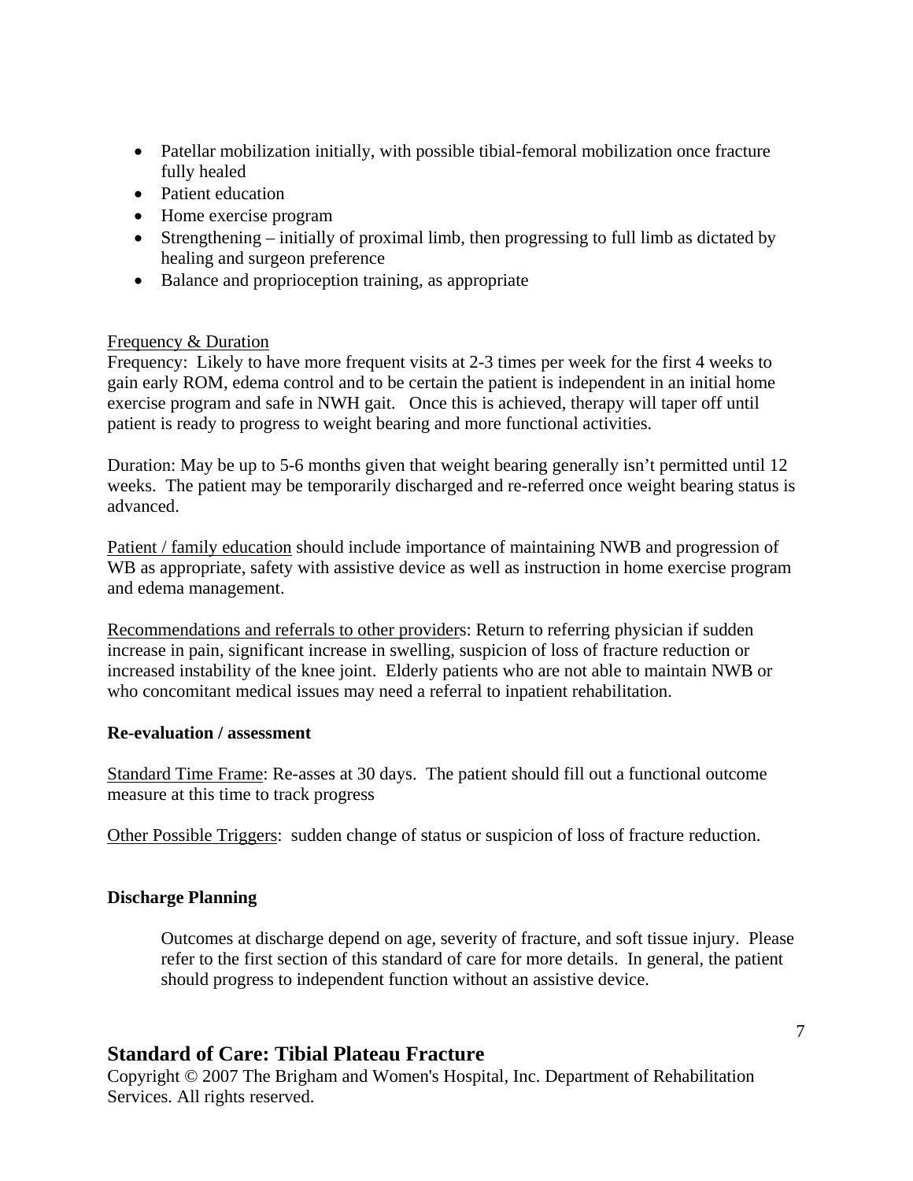- Patellar mobilization initially, with possible tibial-femoral mobilization once fracture fully healed
- Patient education
- Home exercise program
- Strengthening – initially of proximal limb, then progressing to full limb as dictated by healing and surgeon preference
- Balance and proprioception training, as appropriate

Frequency & Duration

Frequency: Likely to have more frequent visits at 2-3 times per week for the first 4 weeks to gain early ROM, edema control and to be certain the patient is independent in an initial home exercise program and safe in NWH gait. Once this is achieved, therapy will taper off until patient is ready to progress to weight bearing and more functional activities.

Duration: May be up to 5-6 months given that weight bearing generally isn't permitted until 12 weeks. The patient may be temporarily discharged and re-referred once weight bearing status is advanced.

Patient / family education should include importance of maintaining NWB and progression of WB as appropriate, safety with assistive device as well as instruction in home exercise program and edema management.

Recommendations and referrals to other providers: Return to referring physician if sudden increase in pain, significant increase in swelling, suspicion of loss of fracture reduction or increased instability of the knee joint. Elderly patients who are not able to maintain NWB or who concomitant medical issues may need a referral to inpatient rehabilitation.

**Re-evaluation / assessment**

Standard Time Frame: Re-asses at 30 days. The patient should fill out a functional outcome measure at this time to track progress

Other Possible Triggers: sudden change of status or suspicion of loss of fracture reduction.

**Discharge Planning**

Outcomes at discharge depend on age, severity of fracture, and soft tissue injury. Please refer to the first section of this standard of care for more details. In general, the patient should progress to independent function without an assistive device.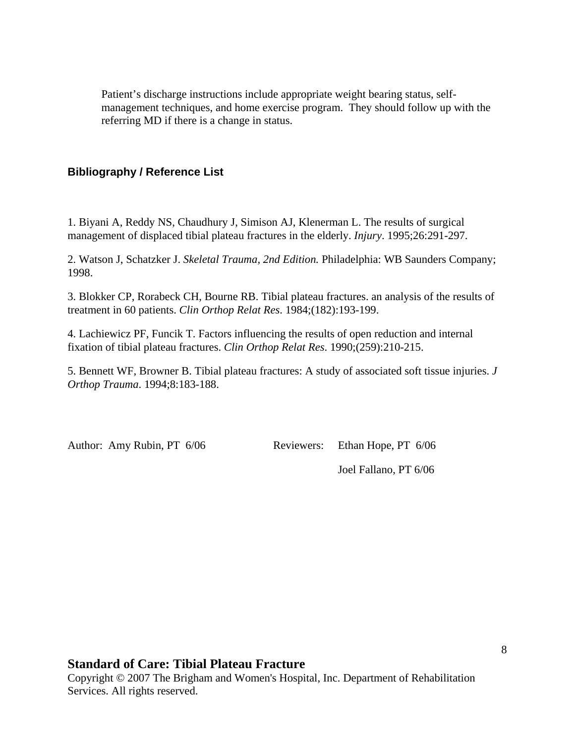Patient's discharge instructions include appropriate weight bearing status, self-management techniques, and home exercise program. They should follow up with the referring MD if there is a change in status.

## Bibliography / Reference List

1. Biyani A, Reddy NS, Chaudhury J, Simison AJ, Klenerman L. The results of surgical management of displaced tibial plateau fractures in the elderly. *Injury*. 1995;26:291-297.

2. Watson J, Schatzker J. *Skeletal Trauma, 2nd Edition.* Philadelphia: WB Saunders Company; 1998.

3. Blokker CP, Rorabeck CH, Bourne RB. Tibial plateau fractures. an analysis of the results of treatment in 60 patients. *Clin Orthop Relat Res*. 1984;(182):193-199.

4. Lachiewicz PF, Funcik T. Factors influencing the results of open reduction and internal fixation of tibial plateau fractures. *Clin Orthop Relat Res*. 1990;(259):210-215.

5. Bennett WF, Browner B. Tibial plateau fractures: A study of associated soft tissue injuries. *J Orthop Trauma*. 1994;8:183-188.

Author: Amy Rubin, PT 6/06

Reviewers: Ethan Hope, PT 6/06

Joel Fallano, PT 6/06

**Standard of Care: Tibial Plateau Fracture**

Copyright © 2007 The Brigham and Women's Hospital, Inc. Department of Rehabilitation Services. All rights reserved.